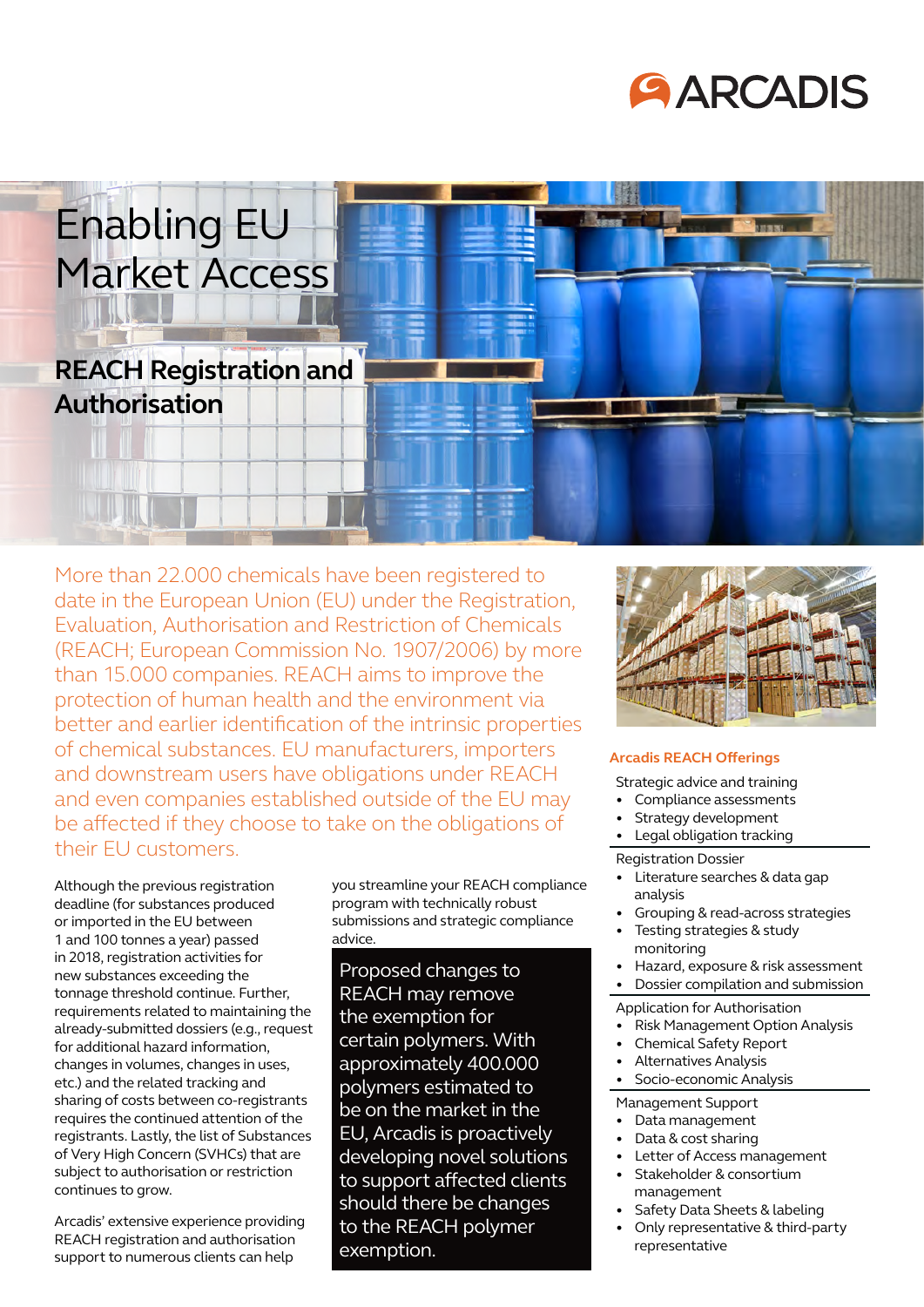ARCADIS

# Enabling EU Market Access

## REACH Registration and Authorisation

More than 22.000 chemicals have been registered to date in the European Union (EU) under the Registration, Evaluation, Authorisation and Restriction of Chemicals (REACH; European Commission No. 1907/2006) by more than 15.000 companies. REACH aims to improve the protection of human health and the environment via better and earlier identification of the intrinsic properties of chemical substances. EU manufacturers, importers and downstream users have obligations under REACH and even companies established outside of the EU may be affected if they choose to take on the obligations of their EU customers.

Although the previous registration deadline (for substances produced or imported in the EU between 1 and 100 tonnes a year) passed in 2018, registration activities for new substances exceeding the tonnage threshold continue. Further, requirements related to maintaining the already-submitted dossiers (e.g., request for additional hazard information, changes in volumes, changes in uses, etc.) and the related tracking and sharing of costs between co-registrants requires the continued attention of the registrants. Lastly, the list of Substances of Very High Concern (SVHCs) that are subject to authorisation or restriction continues to grow.

Arcadis' extensive experience providing REACH registration and authorisation support to numerous clients can help you streamline your REACH compliance program with technically robust submissions and strategic compliance advice.

> Proposed changes to REACH may remove the exemption for certain polymers. With approximately 400.000 polymers estimated to be on the market in the EU, Arcadis is proactively developing novel solutions to support affected clients should there be changes to the REACH polymer exemption.

### Arcadis REACH Offerings

Strategic advice and training
- Compliance assessments
- Strategy development
- Legal obligation tracking

Registration Dossier
- Literature searches & data gap analysis
- Grouping & read-across strategies
- Testing strategies & study monitoring
- Hazard, exposure & risk assessment
- Dossier compilation and submission

Application for Authorisation
- Risk Management Option Analysis
- Chemical Safety Report
- Alternatives Analysis
- Socio-economic Analysis

Management Support
- Data management
- Data & cost sharing
- Letter of Access management
- Stakeholder & consortium management
- Safety Data Sheets & labeling
- Only representative & third-party representative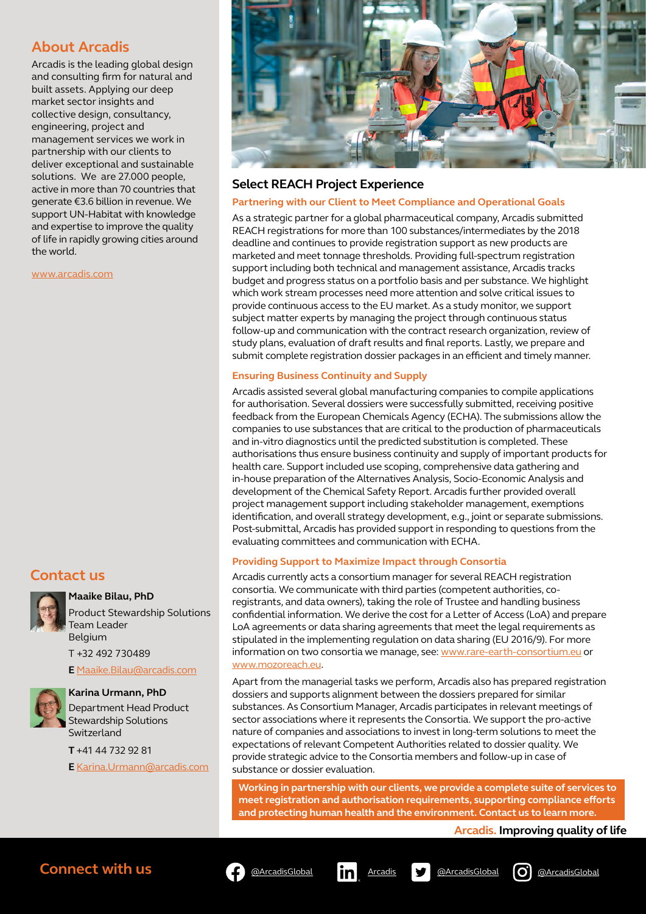## About Arcadis

Arcadis is the leading global design and consulting firm for natural and built assets. Applying our deep market sector insights and collective design, consultancy, engineering, project and management services we work in partnership with our clients to deliver exceptional and sustainable solutions. We are 27.000 people, active in more than 70 countries that generate €3.6 billion in revenue. We support UN-Habitat with knowledge and expertise to improve the quality of life in rapidly growing cities around the world.

www.arcadis.com

## Select REACH Project Experience

### Partnering with our Client to Meet Compliance and Operational Goals

As a strategic partner for a global pharmaceutical company, Arcadis submitted REACH registrations for more than 100 substances/intermediates by the 2018 deadline and continues to provide registration support as new products are marketed and meet tonnage thresholds. Providing full-spectrum registration support including both technical and management assistance, Arcadis tracks budget and progress status on a portfolio basis and per substance. We highlight which work stream processes need more attention and solve critical issues to provide continuous access to the EU market. As a study monitor, we support subject matter experts by managing the project through continuous status follow-up and communication with the contract research organization, review of study plans, evaluation of draft results and final reports. Lastly, we prepare and submit complete registration dossier packages in an efficient and timely manner.

### Ensuring Business Continuity and Supply

Arcadis assisted several global manufacturing companies to compile applications for authorisation. Several dossiers were successfully submitted, receiving positive feedback from the European Chemicals Agency (ECHA). The submissions allow the companies to use substances that are critical to the production of pharmaceuticals and in-vitro diagnostics until the predicted substitution is completed. These authorisations thus ensure business continuity and supply of important products for health care. Support included use scoping, comprehensive data gathering and in-house preparation of the Alternatives Analysis, Socio-Economic Analysis and development of the Chemical Safety Report. Arcadis further provided overall project management support including stakeholder management, exemptions identification, and overall strategy development, e.g., joint or separate submissions. Post-submittal, Arcadis has provided support in responding to questions from the evaluating committees and communication with ECHA.

### Providing Support to Maximize Impact through Consortia

Arcadis currently acts a consortium manager for several REACH registration consortia. We communicate with third parties (competent authorities, co-registrants, and data owners), taking the role of Trustee and handling business confidential information. We derive the cost for a Letter of Access (LoA) and prepare LoA agreements or data sharing agreements that meet the legal requirements as stipulated in the implementing regulation on data sharing (EU 2016/9). For more information on two consortia we manage, see: www.rare-earth-consortium.eu or www.mozoreach.eu.

Apart from the managerial tasks we perform, Arcadis also has prepared registration dossiers and supports alignment between the dossiers prepared for similar substances. As Consortium Manager, Arcadis participates in relevant meetings of sector associations where it represents the Consortia. We support the pro-active nature of companies and associations to invest in long-term solutions to meet the expectations of relevant Competent Authorities related to dossier quality. We provide strategic advice to the Consortia members and follow-up in case of substance or dossier evaluation.

**Working in partnership with our clients, we provide a complete suite of services to meet registration and authorisation requirements, supporting compliance efforts and protecting human health and the environment. Contact us to learn more.**

## Contact us

**Maaike Bilau, PhD**
Product Stewardship Solutions Team Leader
Belgium

T +32 492 730489

**E** Maaike.Bilau@arcadis.com

**Karina Urmann, PhD**
Department Head Product Stewardship Solutions
Switzerland

**T** +41 44 732 92 81

**E** Karina.Urmann@arcadis.com

Arcadis. **Improving quality of life**

## Connect with us

@ArcadisGlobal | Arcadis | @ArcadisGlobal | @ArcadisGlobal